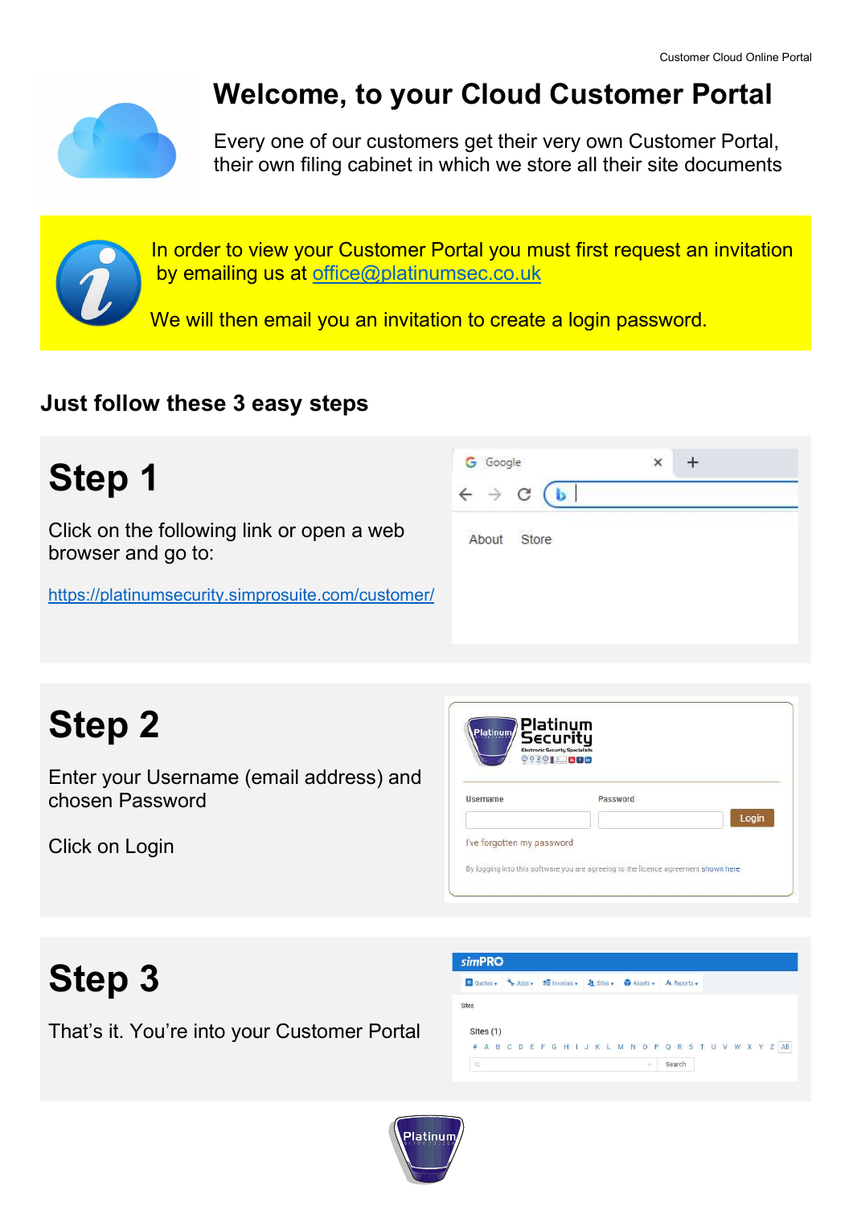# Welcome, to your Cloud Customer Portal

Every one of our customers get their very own Customer Portal, their own filing cabinet in which we store all their site documents

In order to view your Customer Portal you must first request an invitation by emailing us at office@platinumsec.co.uk

We will then email you an invitation to create a login password.

## Just follow these 3 easy steps

## Step 1

Click on the following link or open a web browser and go to:

https://platinumsecurity.simprosuite.com/customer/

## Step 2

Enter your Username (email address) and chosen Password

Click on Login

## Step 3

That's it. You're into your Customer Portal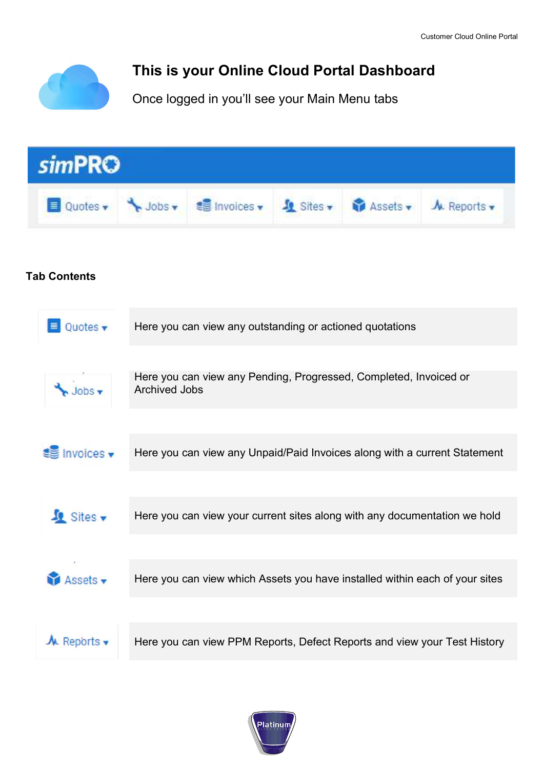# This is your Online Cloud Portal Dashboard

Once logged in you'll see your Main Menu tabs

simPRO

Quotes | Jobs | Invoices | Sites | Assets | Reports

**Tab Contents**

| Tab | Description |
| --- | --- |
| Quotes | Here you can view any outstanding or actioned quotations |
| Jobs | Here you can view any Pending, Progressed, Completed, Invoiced or Archived Jobs |
| Invoices | Here you can view any Unpaid/Paid Invoices along with a current Statement |
| Sites | Here you can view your current sites along with any documentation we hold |
| Assets | Here you can view which Assets you have installed within each of your sites |
| Reports | Here you can view PPM Reports, Defect Reports and view your Test History |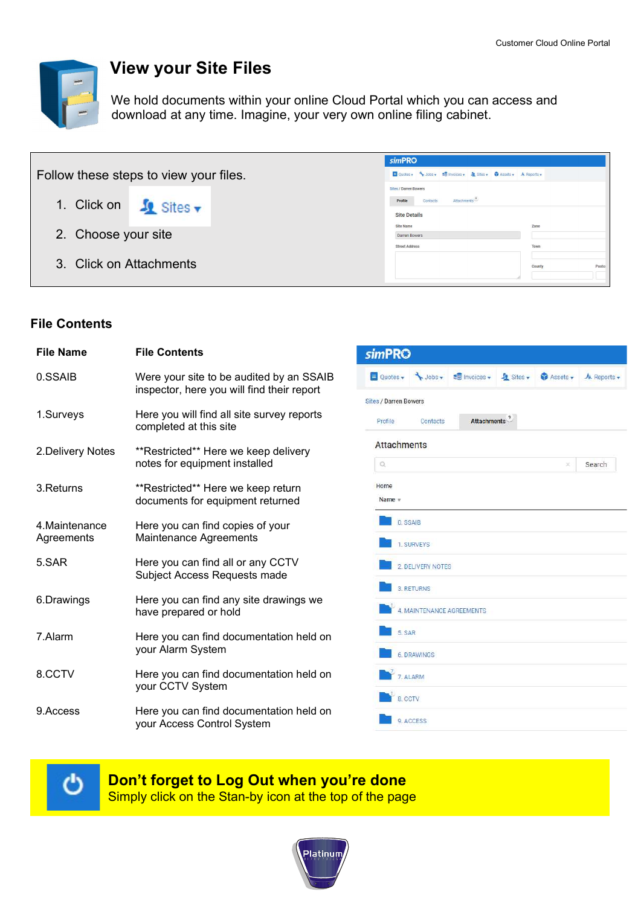# View your Site Files

We hold documents within your online Cloud Portal which you can access and download at any time. Imagine, your very own online filing cabinet.

Follow these steps to view your files.

1. Click on Sites
2. Choose your site
3. Click on Attachments

## File Contents

| File Name | File Contents |
| --- | --- |
| 0.SSAIB | Were your site to be audited by an SSAIB inspector, here you will find their report |
| 1.Surveys | Here you will find all site survey reports completed at this site |
| 2.Delivery Notes | **Restricted** Here we keep delivery notes for equipment installed |
| 3.Returns | **Restricted** Here we keep return documents for equipment returned |
| 4.Maintenance Agreements | Here you can find copies of your Maintenance Agreements |
| 5.SAR | Here you can find all or any CCTV Subject Access Requests made |
| 6.Drawings | Here you can find any site drawings we have prepared or hold |
| 7.Alarm | Here you can find documentation held on your Alarm System |
| 8.CCTV | Here you can find documentation held on your CCTV System |
| 9.Access | Here you can find documentation held on your Access Control System |

**Don't forget to Log Out when you're done**
Simply click on the Stan-by icon at the top of the page